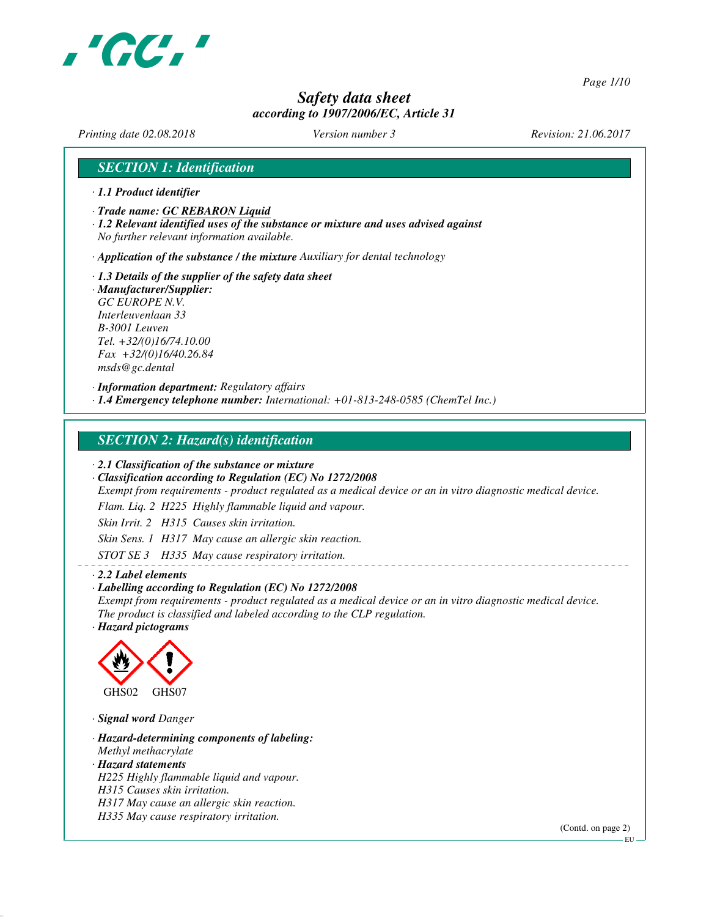# Safety data sheet

*according to 1907/2006/EC, Article 31*

*Printing date 02.08.2018* *Version number 3* *Revision: 21.06.2017*

## SECTION 1: Identification

· **1.1 Product identifier**

· **Trade name: GC REBARON Liquid**

· **1.2 Relevant identified uses of the substance or mixture and uses advised against**
No further relevant information available.

· **Application of the substance / the mixture** Auxiliary for dental technology

· **1.3 Details of the supplier of the safety data sheet**

· **Manufacturer/Supplier:**
GC EUROPE N.V.
Interleuvenlaan 33
B-3001 Leuven
Tel. +32/(0)16/74.10.00
Fax +32/(0)16/40.26.84
msds@gc.dental

· **Information department:** Regulatory affairs

· **1.4 Emergency telephone number:** International: +01-813-248-0585 (ChemTel Inc.)

## SECTION 2: Hazard(s) identification

· **2.1 Classification of the substance or mixture**

· **Classification according to Regulation (EC) No 1272/2008**
Exempt from requirements - product regulated as a medical device or an in vitro diagnostic medical device.

Flam. Liq. 2 H225 Highly flammable liquid and vapour.

Skin Irrit. 2 H315 Causes skin irritation.

Skin Sens. 1 H317 May cause an allergic skin reaction.

STOT SE 3 H335 May cause respiratory irritation.

· **2.2 Label elements**

· **Labelling according to Regulation (EC) No 1272/2008**
Exempt from requirements - product regulated as a medical device or an in vitro diagnostic medical device.
The product is classified and labeled according to the CLP regulation.

· **Hazard pictograms**

GHS02 GHS07

· **Signal word** Danger

· **Hazard-determining components of labeling:**
Methyl methacrylate

· **Hazard statements**
H225 Highly flammable liquid and vapour.
H315 Causes skin irritation.
H317 May cause an allergic skin reaction.
H335 May cause respiratory irritation.

(Contd. on page 2)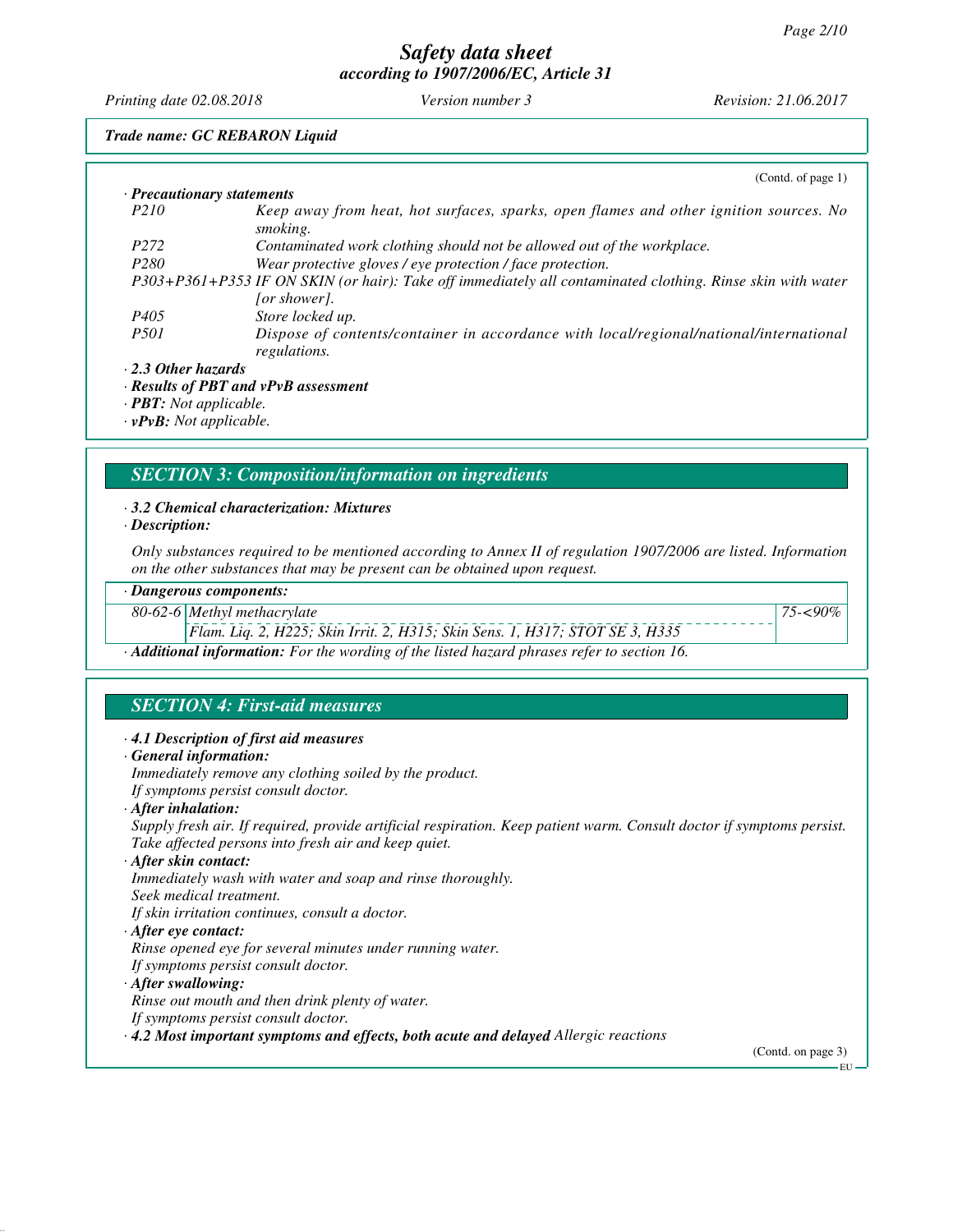*Trade name: GC REBARON Liquid*

(Contd. of page 1)

· **Precautionary statements**

| | |
|---|---|
| P210 | Keep away from heat, hot surfaces, sparks, open flames and other ignition sources. No smoking. |
| P272 | Contaminated work clothing should not be allowed out of the workplace. |
| P280 | Wear protective gloves / eye protection / face protection. |
| P303+P361+P353 | IF ON SKIN (or hair): Take off immediately all contaminated clothing. Rinse skin with water [or shower]. |
| P405 | Store locked up. |
| P501 | Dispose of contents/container in accordance with local/regional/national/international regulations. |

· **2.3 Other hazards**

· **Results of PBT and vPvB assessment**

· **PBT:** Not applicable.

· **vPvB:** Not applicable.

## SECTION 3: Composition/information on ingredients

· **3.2 Chemical characterization: Mixtures**

· **Description:**

Only substances required to be mentioned according to Annex II of regulation 1907/2006 are listed. Information on the other substances that may be present can be obtained upon request.

· **Dangerous components:**

| | | |
|---|---|---|
| 80-62-6 | Methyl methacrylate<br>Flam. Liq. 2, H225; Skin Irrit. 2, H315; Skin Sens. 1, H317; STOT SE 3, H335 | 75-<90% |

· **Additional information:** For the wording of the listed hazard phrases refer to section 16.

## SECTION 4: First-aid measures

· **4.1 Description of first aid measures**

· **General information:**

Immediately remove any clothing soiled by the product.
If symptoms persist consult doctor.

· **After inhalation:**

Supply fresh air. If required, provide artificial respiration. Keep patient warm. Consult doctor if symptoms persist.
Take affected persons into fresh air and keep quiet.

· **After skin contact:**

Immediately wash with water and soap and rinse thoroughly.
Seek medical treatment.
If skin irritation continues, consult a doctor.

· **After eye contact:**

Rinse opened eye for several minutes under running water.
If symptoms persist consult doctor.

· **After swallowing:**

Rinse out mouth and then drink plenty of water.
If symptoms persist consult doctor.

· **4.2 Most important symptoms and effects, both acute and delayed** Allergic reactions

(Contd. on page 3)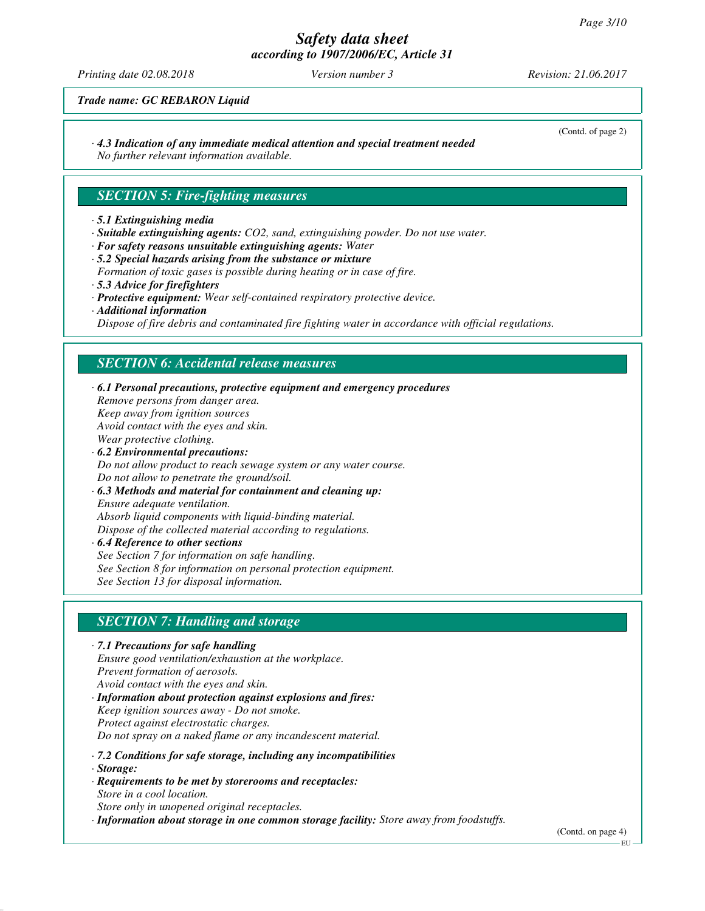Trade name: GC REBARON Liquid

(Contd. of page 2)

· **4.3 Indication of any immediate medical attention and special treatment needed**
No further relevant information available.

## SECTION 5: Fire-fighting measures

· **5.1 Extinguishing media**
· **Suitable extinguishing agents:** $CO_2$, sand, extinguishing powder. Do not use water.
· **For safety reasons unsuitable extinguishing agents:** Water
· **5.2 Special hazards arising from the substance or mixture**
Formation of toxic gases is possible during heating or in case of fire.
· **5.3 Advice for firefighters**
· **Protective equipment:** Wear self-contained respiratory protective device.
· **Additional information**
Dispose of fire debris and contaminated fire fighting water in accordance with official regulations.

## SECTION 6: Accidental release measures

· **6.1 Personal precautions, protective equipment and emergency procedures**
Remove persons from danger area.
Keep away from ignition sources
Avoid contact with the eyes and skin.
Wear protective clothing.
· **6.2 Environmental precautions:**
Do not allow product to reach sewage system or any water course.
Do not allow to penetrate the ground/soil.
· **6.3 Methods and material for containment and cleaning up:**
Ensure adequate ventilation.
Absorb liquid components with liquid-binding material.
Dispose of the collected material according to regulations.
· **6.4 Reference to other sections**
See Section 7 for information on safe handling.
See Section 8 for information on personal protection equipment.
See Section 13 for disposal information.

## SECTION 7: Handling and storage

· **7.1 Precautions for safe handling**
Ensure good ventilation/exhaustion at the workplace.
Prevent formation of aerosols.
Avoid contact with the eyes and skin.
· **Information about protection against explosions and fires:**
Keep ignition sources away - Do not smoke.
Protect against electrostatic charges.
Do not spray on a naked flame or any incandescent material.

· **7.2 Conditions for safe storage, including any incompatibilities**
· **Storage:**
· **Requirements to be met by storerooms and receptacles:**
Store in a cool location.
Store only in unopened original receptacles.
· **Information about storage in one common storage facility:** Store away from foodstuffs.

(Contd. on page 4)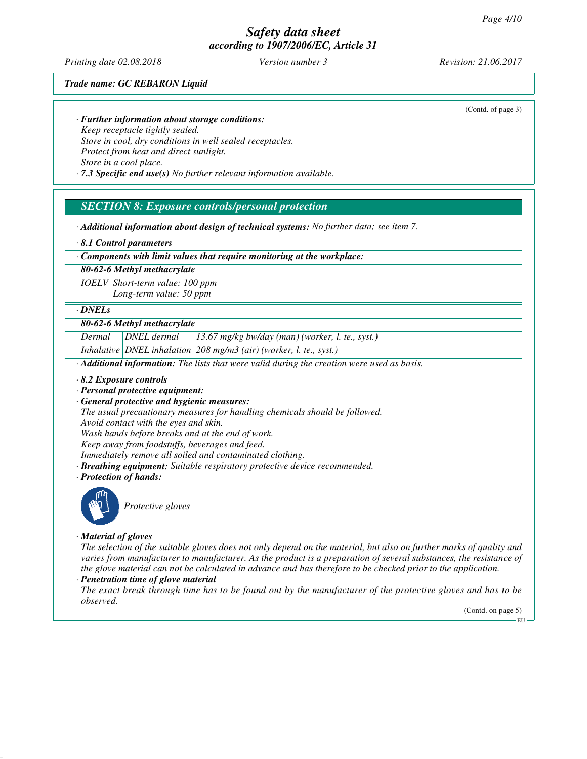**Trade name: GC REBARON Liquid**

(Contd. of page 3)

· ***Further information about storage conditions:***
*Keep receptacle tightly sealed.*
*Store in cool, dry conditions in well sealed receptacles.*
*Protect from heat and direct sunlight.*
*Store in a cool place.*

· ***7.3 Specific end use(s)*** *No further relevant information available.*

## SECTION 8: Exposure controls/personal protection

· ***Additional information about design of technical systems:*** *No further data; see item 7.*

· ***8.1 Control parameters***

| · Components with limit values that require monitoring at the workplace: | |
|---|---|
| **80-62-6 Methyl methacrylate** | |
| IOELV | Short-term value: 100 ppm<br>Long-term value: 50 ppm |

| · DNELs | | |
|---|---|---|
| **80-62-6 Methyl methacrylate** | | |
| Dermal | DNEL dermal | 13.67 mg/kg bw/day (man) (worker, l. te., syst.) |
| Inhalative | DNEL inhalation | 208 mg/m3 (air) (worker, l. te., syst.) |

· ***Additional information:*** *The lists that were valid during the creation were used as basis.*

· ***8.2 Exposure controls***

· ***Personal protective equipment:***

· ***General protective and hygienic measures:***
*The usual precautionary measures for handling chemicals should be followed.*
*Avoid contact with the eyes and skin.*
*Wash hands before breaks and at the end of work.*
*Keep away from foodstuffs, beverages and feed.*
*Immediately remove all soiled and contaminated clothing.*

· ***Breathing equipment:*** *Suitable respiratory protective device recommended.*

· ***Protection of hands:***

*Protective gloves*

· ***Material of gloves***
*The selection of the suitable gloves does not only depend on the material, but also on further marks of quality and varies from manufacturer to manufacturer. As the product is a preparation of several substances, the resistance of the glove material can not be calculated in advance and has therefore to be checked prior to the application.*

· ***Penetration time of glove material***
*The exact break through time has to be found out by the manufacturer of the protective gloves and has to be observed.*

(Contd. on page 5)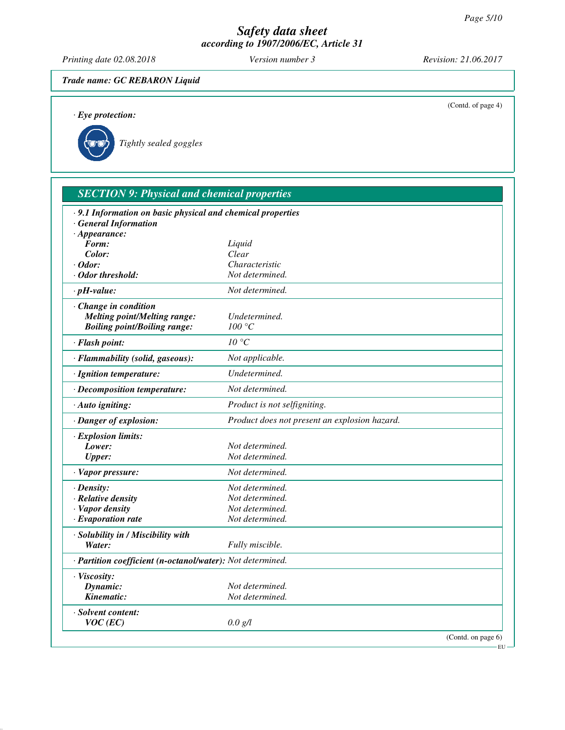**Trade name: GC REBARON Liquid**

(Contd. of page 4)

· **Eye protection:**

Tightly sealed goggles

## SECTION 9: Physical and chemical properties

· **9.1 Information on basic physical and chemical properties**
· **General Information**

| | |
|---|---|
| · **Appearance:** | |
| **Form:** | Liquid |
| **Color:** | Clear |
| · **Odor:** | Characteristic |
| · **Odor threshold:** | Not determined. |
| · **pH-value:** | Not determined. |
| · **Change in condition** | |
| **Melting point/Melting range:** | Undetermined. |
| **Boiling point/Boiling range:** | 100 °C |
| · **Flash point:** | 10 °C |
| · **Flammability (solid, gaseous):** | Not applicable. |
| · **Ignition temperature:** | Undetermined. |
| · **Decomposition temperature:** | Not determined. |
| · **Auto igniting:** | Product is not selfigniting. |
| · **Danger of explosion:** | Product does not present an explosion hazard. |
| · **Explosion limits:** | |
| **Lower:** | Not determined. |
| **Upper:** | Not determined. |
| · **Vapor pressure:** | Not determined. |
| · **Density:** | Not determined. |
| · **Relative density** | Not determined. |
| · **Vapor density** | Not determined. |
| · **Evaporation rate** | Not determined. |
| · **Solubility in / Miscibility with** | |
| **Water:** | Fully miscible. |
| · **Partition coefficient (n-octanol/water):** | Not determined. |
| · **Viscosity:** | |
| **Dynamic:** | Not determined. |
| **Kinematic:** | Not determined. |
| · **Solvent content:** | |
| **VOC (EC)** | 0.0 g/l |

(Contd. on page 6)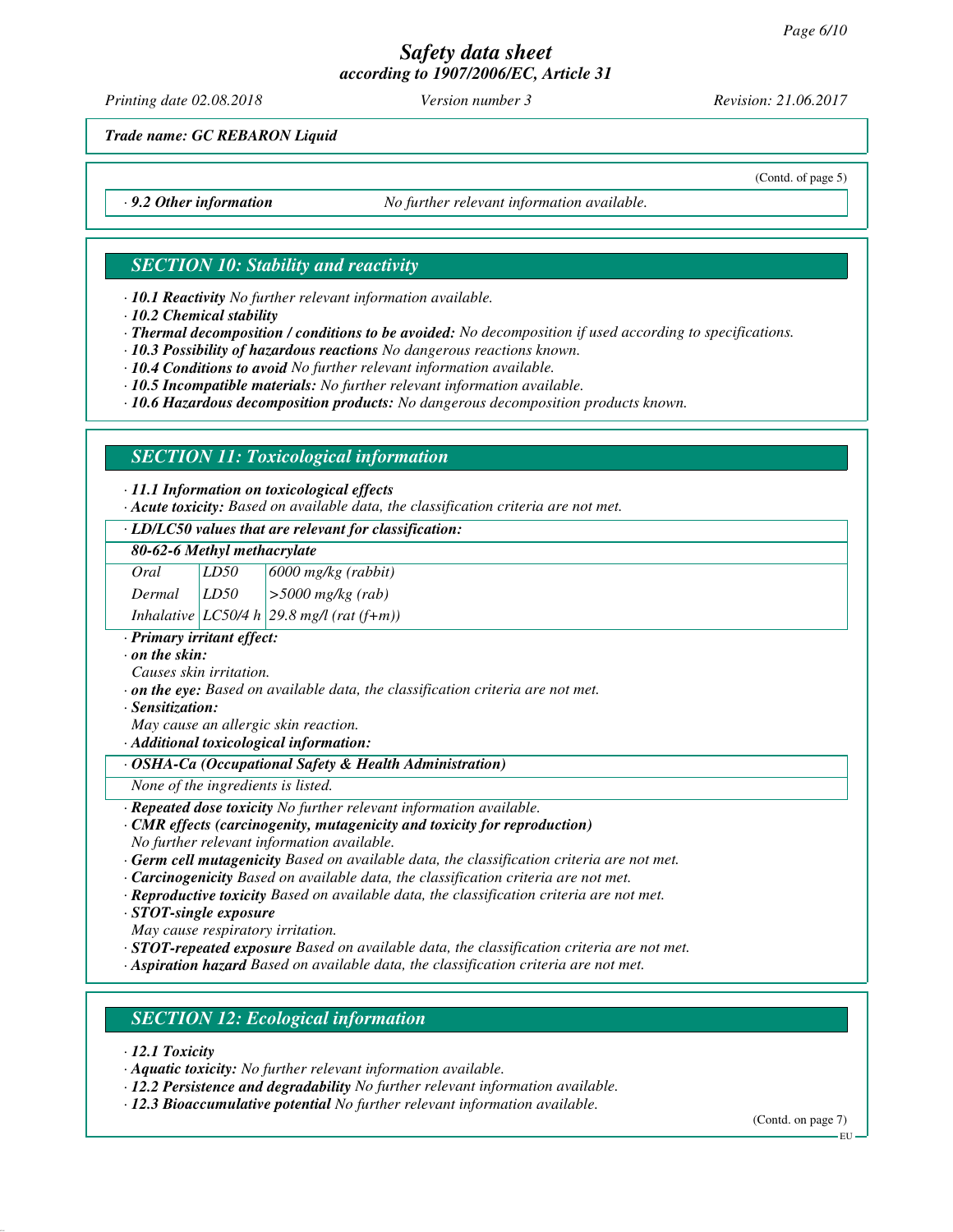## Safety data sheet
### according to 1907/2006/EC, Article 31

*Printing date 02.08.2018* *Version number 3* *Revision: 21.06.2017*

**Trade name: GC REBARON Liquid**

(Contd. of page 5)

· **9.2 Other information** No further relevant information available.

## SECTION 10: Stability and reactivity

· **10.1 Reactivity** No further relevant information available.
· **10.2 Chemical stability**
· **Thermal decomposition / conditions to be avoided:** No decomposition if used according to specifications.
· **10.3 Possibility of hazardous reactions** No dangerous reactions known.
· **10.4 Conditions to avoid** No further relevant information available.
· **10.5 Incompatible materials:** No further relevant information available.
· **10.6 Hazardous decomposition products:** No dangerous decomposition products known.

## SECTION 11: Toxicological information

· **11.1 Information on toxicological effects**
· **Acute toxicity:** Based on available data, the classification criteria are not met.

· **LD/LC50 values that are relevant for classification:**

| **80-62-6 Methyl methacrylate** | | |
|---|---|---|
| Oral | LD50 | 6000 mg/kg (rabbit) |
| Dermal | LD50 | >5000 mg/kg (rab) |
| Inhalative | LC50/4 h | 29.8 mg/l (rat (f+m)) |

· **Primary irritant effect:**
· **on the skin:**
Causes skin irritation.
· **on the eye:** Based on available data, the classification criteria are not met.
· **Sensitization:**
May cause an allergic skin reaction.
· **Additional toxicological information:**

· **OSHA-Ca (Occupational Safety & Health Administration)**

None of the ingredients is listed.

· **Repeated dose toxicity** No further relevant information available.
· **CMR effects (carcinogenity, mutagenicity and toxicity for reproduction)**
No further relevant information available.
· **Germ cell mutagenicity** Based on available data, the classification criteria are not met.
· **Carcinogenicity** Based on available data, the classification criteria are not met.
· **Reproductive toxicity** Based on available data, the classification criteria are not met.
· **STOT-single exposure**
May cause respiratory irritation.
· **STOT-repeated exposure** Based on available data, the classification criteria are not met.
· **Aspiration hazard** Based on available data, the classification criteria are not met.

## SECTION 12: Ecological information

· **12.1 Toxicity**
· **Aquatic toxicity:** No further relevant information available.
· **12.2 Persistence and degradability** No further relevant information available.
· **12.3 Bioaccumulative potential** No further relevant information available.

(Contd. on page 7)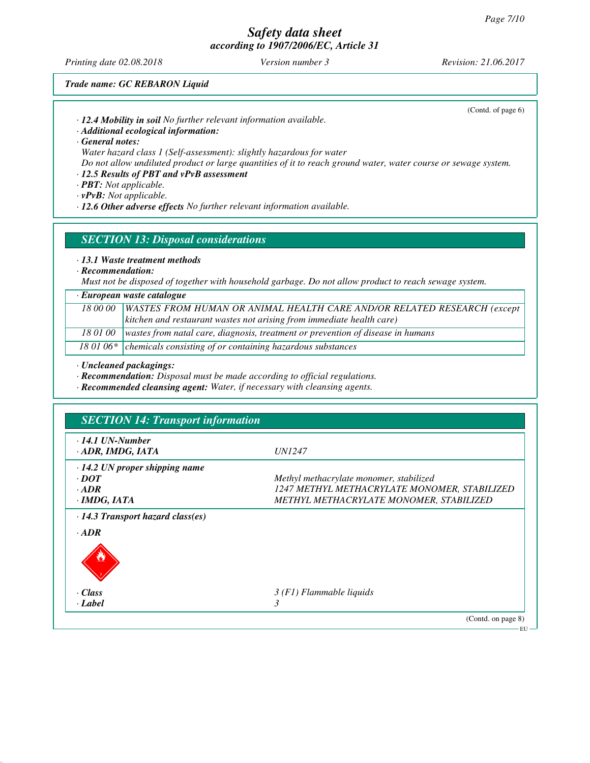(Contd. of page 6)

· **12.4 Mobility in soil** No further relevant information available.
· **Additional ecological information:**
· **General notes:**
Water hazard class 1 (Self-assessment): slightly hazardous for water
Do not allow undiluted product or large quantities of it to reach ground water, water course or sewage system.
· **12.5 Results of PBT and vPvB assessment**
· **PBT:** Not applicable.
· **vPvB:** Not applicable.
· **12.6 Other adverse effects** No further relevant information available.

## SECTION 13: Disposal considerations

· **13.1 Waste treatment methods**
· **Recommendation:**
Must not be disposed of together with household garbage. Do not allow product to reach sewage system.

| · European waste catalogue | |
|---|---|
| 18 00 00 | WASTES FROM HUMAN OR ANIMAL HEALTH CARE AND/OR RELATED RESEARCH (except kitchen and restaurant wastes not arising from immediate health care) |
| 18 01 00 | wastes from natal care, diagnosis, treatment or prevention of disease in humans |
| 18 01 06* | chemicals consisting of or containing hazardous substances |

· **Uncleaned packagings:**
· **Recommendation:** Disposal must be made according to official regulations.
· **Recommended cleansing agent:** Water, if necessary with cleansing agents.

## SECTION 14: Transport information

| | |
|---|---|
| · **14.1 UN-Number** | |
| · **ADR, IMDG, IATA** | UN1247 |
| · **14.2 UN proper shipping name** | |
| · **DOT** | Methyl methacrylate monomer, stabilized |
| · **ADR** | 1247 METHYL METHACRYLATE MONOMER, STABILIZED |
| · **IMDG, IATA** | METHYL METHACRYLATE MONOMER, STABILIZED |
| · **14.3 Transport hazard class(es)** | |
| · **ADR** | |
| · **Class** | 3 (F1) Flammable liquids |
| · **Label** | 3 |

(Contd. on page 8)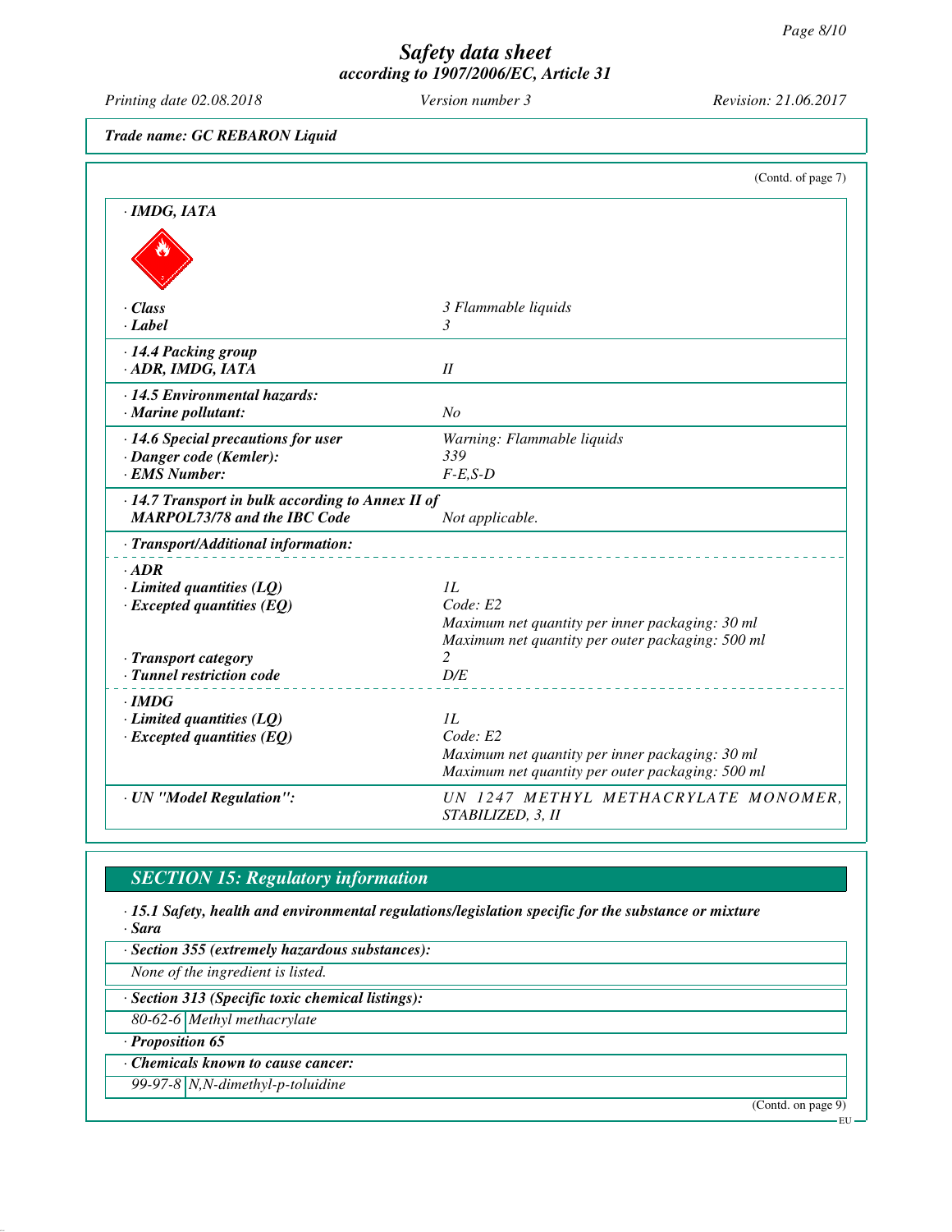*Safety data sheet*
*according to 1907/2006/EC, Article 31*

Printing date 02.08.2018 | Version number 3 | Revision: 21.06.2017

**Trade name: GC REBARON Liquid**

(Contd. of page 7)

| | |
|---|---|
| **· IMDG, IATA** | |
| **· Class** | 3 Flammable liquids |
| **· Label** | 3 |
| **· 14.4 Packing group** | |
| **· ADR, IMDG, IATA** | II |
| **· 14.5 Environmental hazards:** | |
| **· Marine pollutant:** | No |
| **· 14.6 Special precautions for user** | Warning: Flammable liquids |
| **· Danger code (Kemler):** | 339 |
| **· EMS Number:** | F-E,S-D |
| **· 14.7 Transport in bulk according to Annex II of MARPOL73/78 and the IBC Code** | Not applicable. |
| **· Transport/Additional information:** | |
| **· ADR** | |
| **· Limited quantities (LQ)** | 1L |
| **· Excepted quantities (EQ)** | Code: E2<br>Maximum net quantity per inner packaging: 30 ml<br>Maximum net quantity per outer packaging: 500 ml |
| **· Transport category** | 2 |
| **· Tunnel restriction code** | D/E |
| **· IMDG** | |
| **· Limited quantities (LQ)** | 1L |
| **· Excepted quantities (EQ)** | Code: E2<br>Maximum net quantity per inner packaging: 30 ml<br>Maximum net quantity per outer packaging: 500 ml |
| **· UN "Model Regulation":** | UN 1247 METHYL METHACRYLATE MONOMER, STABILIZED, 3, II |

## SECTION 15: Regulatory information

**· 15.1 Safety, health and environmental regulations/legislation specific for the substance or mixture**

**· Sara**

**· Section 355 (extremely hazardous substances):**

None of the ingredient is listed.

**· Section 313 (Specific toxic chemical listings):**

| | |
|---|---|
| 80-62-6 | Methyl methacrylate |

**· Proposition 65**

**· Chemicals known to cause cancer:**

| | |
|---|---|
| 99-97-8 | N,N-dimethyl-p-toluidine |

(Contd. on page 9)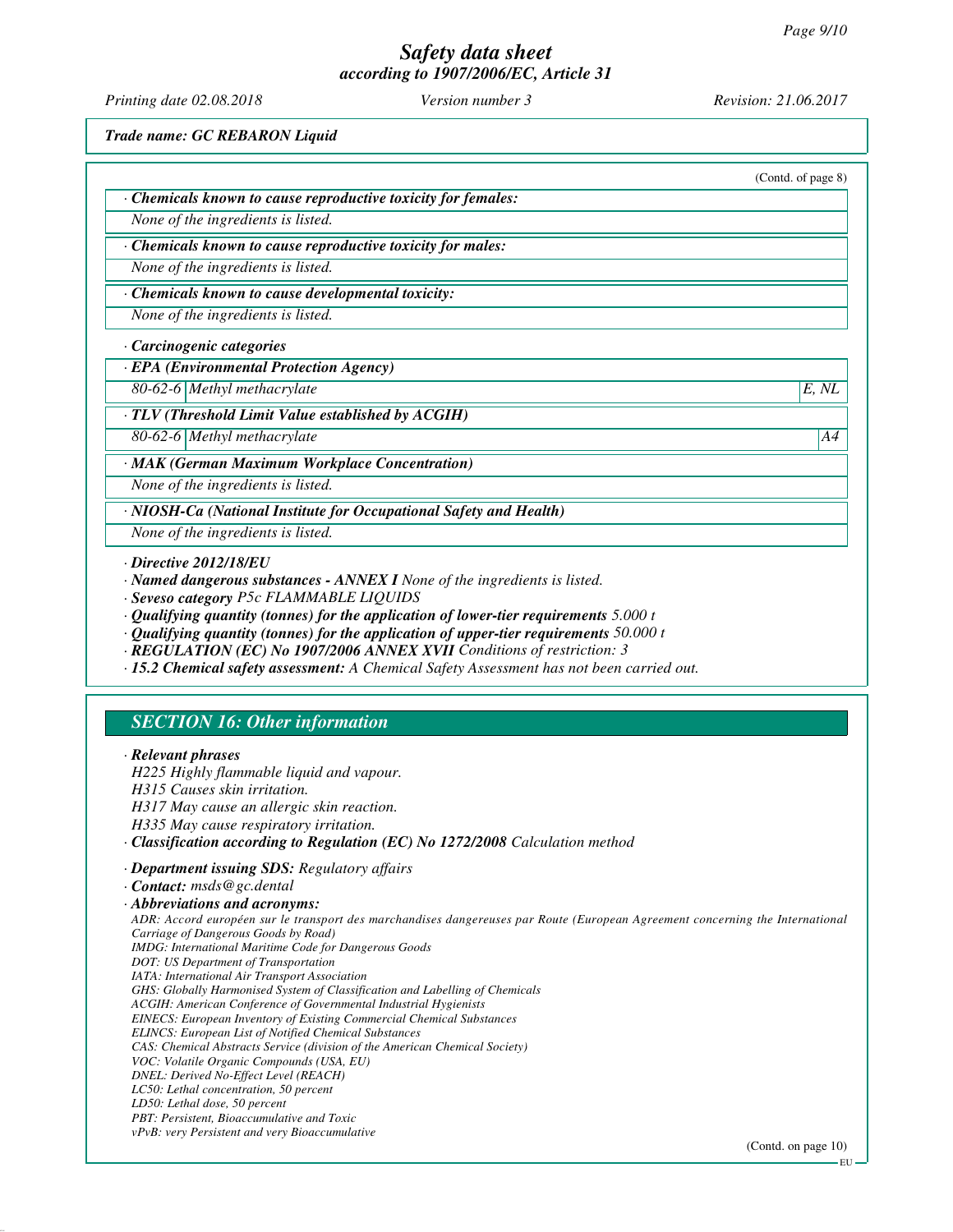*Trade name: GC REBARON Liquid*

(Contd. of page 8)

· ***Chemicals known to cause reproductive toxicity for females:***

*None of the ingredients is listed.*

· ***Chemicals known to cause reproductive toxicity for males:***

*None of the ingredients is listed.*

· ***Chemicals known to cause developmental toxicity:***

*None of the ingredients is listed.*

· ***Carcinogenic categories***

· ***EPA (Environmental Protection Agency)***

| 80-62-6 | Methyl methacrylate | E, NL |
|---|---|---|

· ***TLV (Threshold Limit Value established by ACGIH)***

| 80-62-6 | Methyl methacrylate | A4 |
|---|---|---|

· ***MAK (German Maximum Workplace Concentration)***

*None of the ingredients is listed.*

· ***NIOSH-Ca (National Institute for Occupational Safety and Health)***

*None of the ingredients is listed.*

· ***Directive 2012/18/EU***
· ***Named dangerous substances - ANNEX I*** *None of the ingredients is listed.*
· ***Seveso category*** *P5c FLAMMABLE LIQUIDS*
· ***Qualifying quantity (tonnes) for the application of lower-tier requirements*** *5.000 t*
· ***Qualifying quantity (tonnes) for the application of upper-tier requirements*** *50.000 t*
· ***REGULATION (EC) No 1907/2006 ANNEX XVII*** *Conditions of restriction: 3*
· ***15.2 Chemical safety assessment:*** *A Chemical Safety Assessment has not been carried out.*

## SECTION 16: Other information

· ***Relevant phrases***
*H225 Highly flammable liquid and vapour.*
*H315 Causes skin irritation.*
*H317 May cause an allergic skin reaction.*
*H335 May cause respiratory irritation.*
· ***Classification according to Regulation (EC) No 1272/2008*** *Calculation method*

· ***Department issuing SDS:*** *Regulatory affairs*
· ***Contact:*** *msds@gc.dental*
· ***Abbreviations and acronyms:***
*ADR: Accord européen sur le transport des marchandises dangereuses par Route (European Agreement concerning the International Carriage of Dangerous Goods by Road)*
*IMDG: International Maritime Code for Dangerous Goods*
*DOT: US Department of Transportation*
*IATA: International Air Transport Association*
*GHS: Globally Harmonised System of Classification and Labelling of Chemicals*
*ACGIH: American Conference of Governmental Industrial Hygienists*
*EINECS: European Inventory of Existing Commercial Chemical Substances*
*ELINCS: European List of Notified Chemical Substances*
*CAS: Chemical Abstracts Service (division of the American Chemical Society)*
*VOC: Volatile Organic Compounds (USA, EU)*
*DNEL: Derived No-Effect Level (REACH)*
*LC50: Lethal concentration, 50 percent*
*LD50: Lethal dose, 50 percent*
*PBT: Persistent, Bioaccumulative and Toxic*
*vPvB: very Persistent and very Bioaccumulative*

(Contd. on page 10)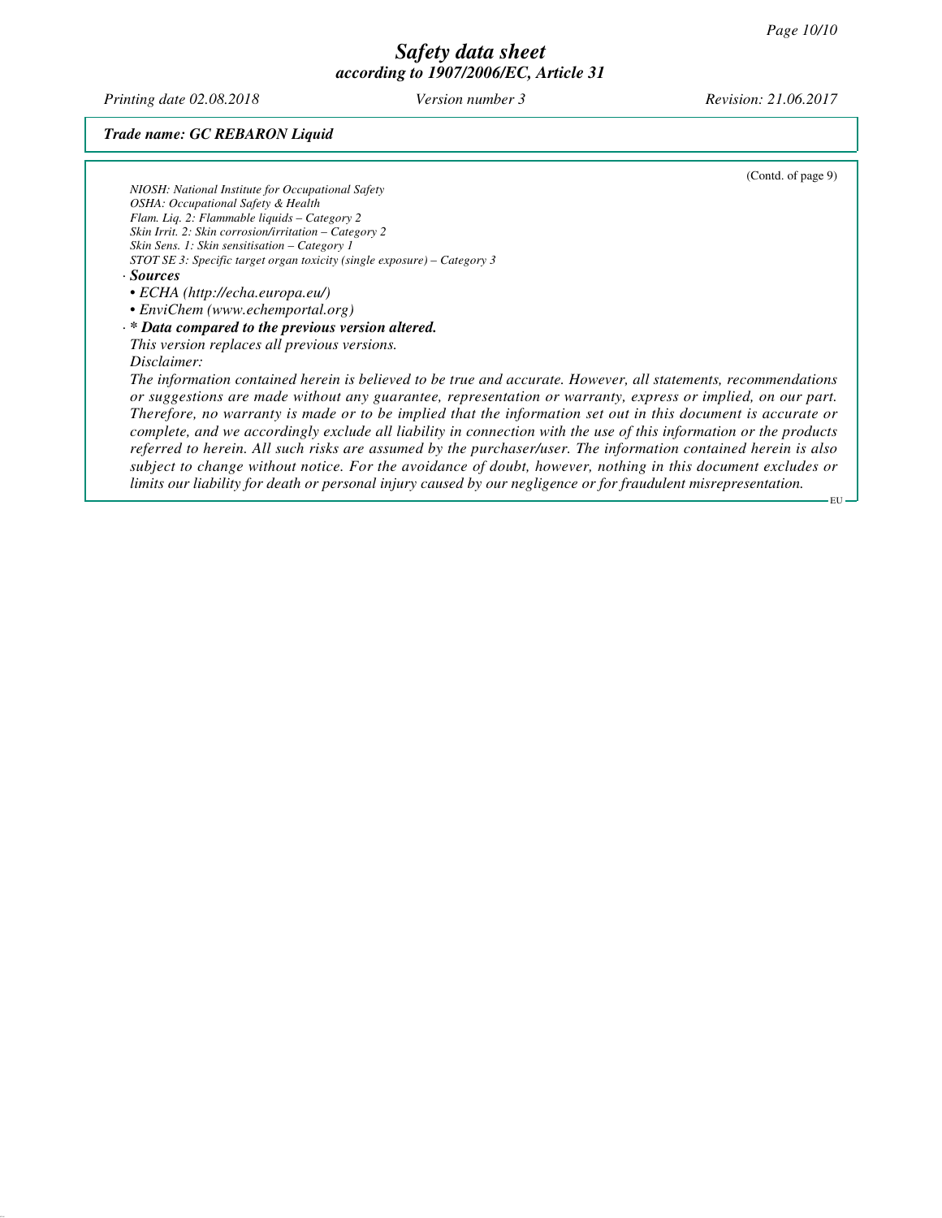*Trade name: GC REBARON Liquid*

(Contd. of page 9)

*NIOSH: National Institute for Occupational Safety*
*OSHA: Occupational Safety & Health*
*Flam. Liq. 2: Flammable liquids – Category 2*
*Skin Irrit. 2: Skin corrosion/irritation – Category 2*
*Skin Sens. 1: Skin sensitisation – Category 1*
*STOT SE 3: Specific target organ toxicity (single exposure) – Category 3*

· ***Sources***

- *ECHA (http://echa.europa.eu/)*
- *EnviChem (www.echemportal.org)*

· ***\* Data compared to the previous version altered.***

*This version replaces all previous versions.*

*Disclaimer:*

*The information contained herein is believed to be true and accurate. However, all statements, recommendations or suggestions are made without any guarantee, representation or warranty, express or implied, on our part. Therefore, no warranty is made or to be implied that the information set out in this document is accurate or complete, and we accordingly exclude all liability in connection with the use of this information or the products referred to herein. All such risks are assumed by the purchaser/user. The information contained herein is also subject to change without notice. For the avoidance of doubt, however, nothing in this document excludes or limits our liability for death or personal injury caused by our negligence or for fraudulent misrepresentation.*

EU